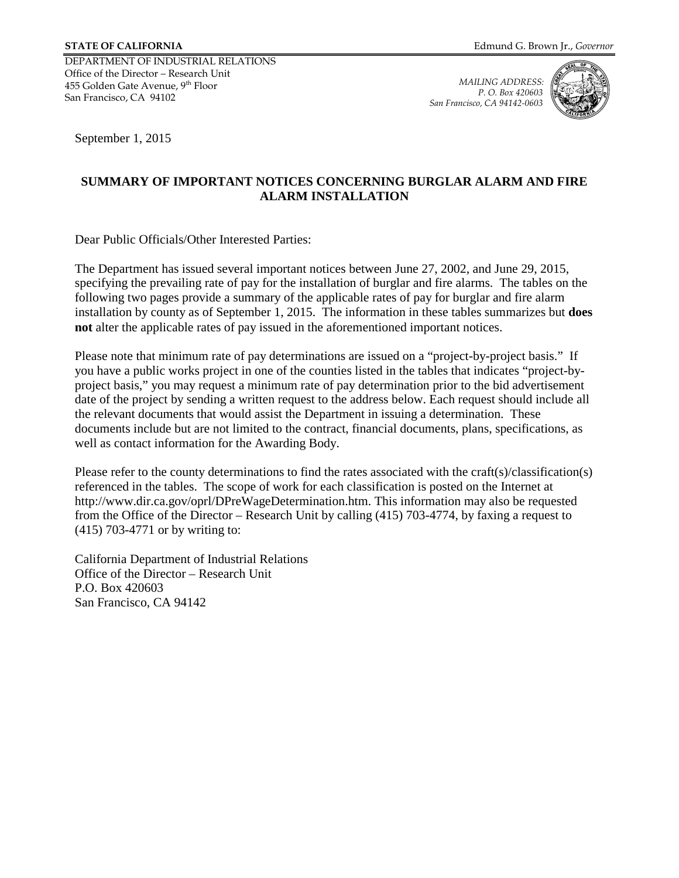**STATE OF CALIFORNIA** Edmund G. Brown Jr., *Governor*

DEPARTMENT OF INDUSTRIAL RELATIONS
Office of the Director – Research Unit
455 Golden Gate Avenue, 9th Floor
San Francisco, CA 94102

*MAILING ADDRESS:*
*P. O. Box 420603*
*San Francisco, CA 94142-0603*

September 1, 2015

**SUMMARY OF IMPORTANT NOTICES CONCERNING BURGLAR ALARM AND FIRE ALARM INSTALLATION**

Dear Public Officials/Other Interested Parties:

The Department has issued several important notices between June 27, 2002, and June 29, 2015, specifying the prevailing rate of pay for the installation of burglar and fire alarms. The tables on the following two pages provide a summary of the applicable rates of pay for burglar and fire alarm installation by county as of September 1, 2015. The information in these tables summarizes but **does not** alter the applicable rates of pay issued in the aforementioned important notices.

Please note that minimum rate of pay determinations are issued on a "project-by-project basis." If you have a public works project in one of the counties listed in the tables that indicates "project-by-project basis," you may request a minimum rate of pay determination prior to the bid advertisement date of the project by sending a written request to the address below. Each request should include all the relevant documents that would assist the Department in issuing a determination. These documents include but are not limited to the contract, financial documents, plans, specifications, as well as contact information for the Awarding Body.

Please refer to the county determinations to find the rates associated with the craft(s)/classification(s) referenced in the tables. The scope of work for each classification is posted on the Internet at http://www.dir.ca.gov/oprl/DPreWageDetermination.htm. This information may also be requested from the Office of the Director – Research Unit by calling (415) 703-4774, by faxing a request to (415) 703-4771 or by writing to:

California Department of Industrial Relations
Office of the Director – Research Unit
P.O. Box 420603
San Francisco, CA 94142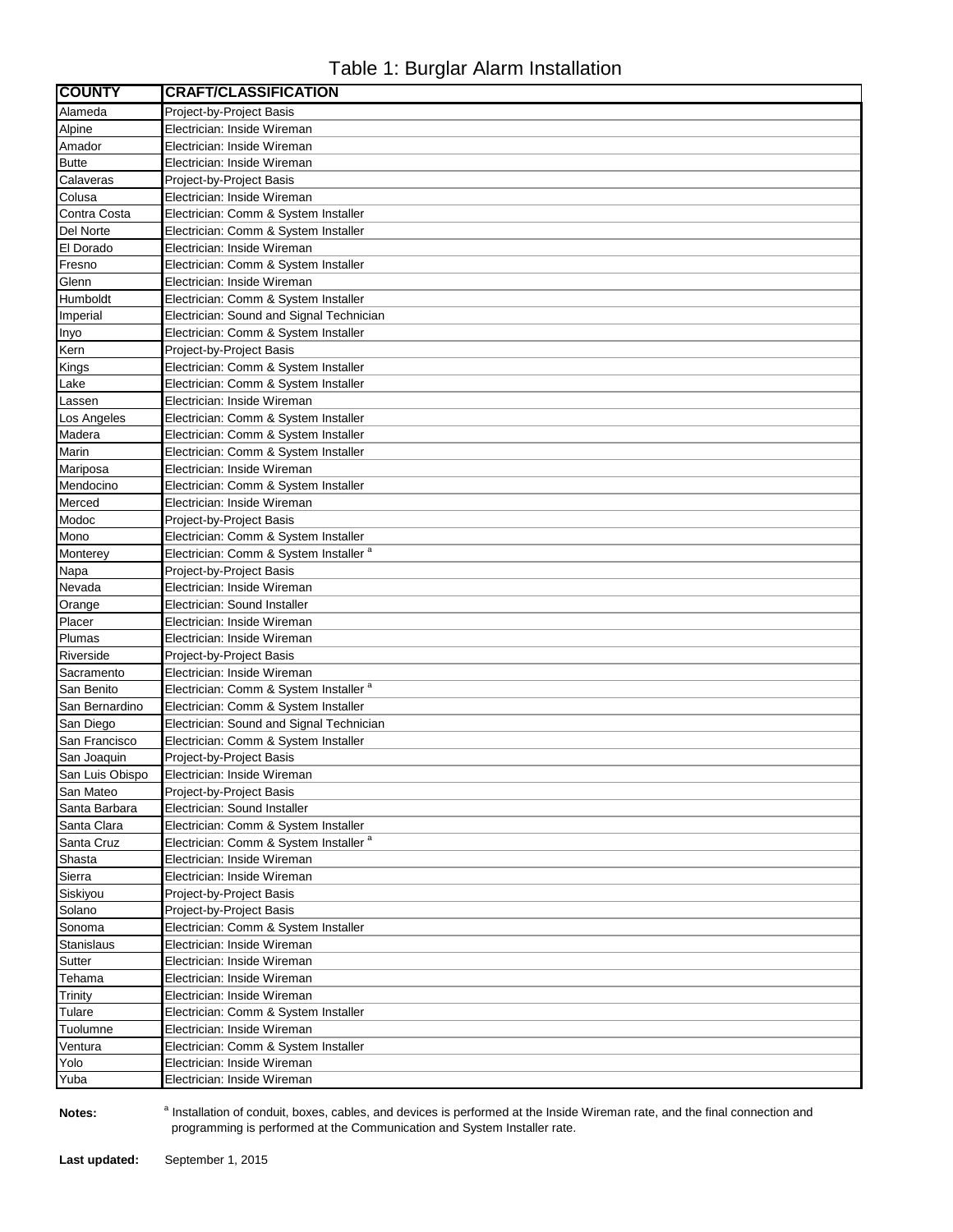# Table 1: Burglar Alarm Installation

| COUNTY | CRAFT/CLASSIFICATION |
|---|---|
| Alameda | Project-by-Project Basis |
| Alpine | Electrician: Inside Wireman |
| Amador | Electrician: Inside Wireman |
| Butte | Electrician: Inside Wireman |
| Calaveras | Project-by-Project Basis |
| Colusa | Electrician: Inside Wireman |
| Contra Costa | Electrician: Comm & System Installer |
| Del Norte | Electrician: Comm & System Installer |
| El Dorado | Electrician: Inside Wireman |
| Fresno | Electrician: Comm & System Installer |
| Glenn | Electrician: Inside Wireman |
| Humboldt | Electrician: Comm & System Installer |
| Imperial | Electrician: Sound and Signal Technician |
| Inyo | Electrician: Comm & System Installer |
| Kern | Project-by-Project Basis |
| Kings | Electrician: Comm & System Installer |
| Lake | Electrician: Comm & System Installer |
| Lassen | Electrician: Inside Wireman |
| Los Angeles | Electrician: Comm & System Installer |
| Madera | Electrician: Comm & System Installer |
| Marin | Electrician: Comm & System Installer |
| Mariposa | Electrician: Inside Wireman |
| Mendocino | Electrician: Comm & System Installer |
| Merced | Electrician: Inside Wireman |
| Modoc | Project-by-Project Basis |
| Mono | Electrician: Comm & System Installer |
| Monterey | Electrician: Comm & System Installer [a] |
| Napa | Project-by-Project Basis |
| Nevada | Electrician: Inside Wireman |
| Orange | Electrician: Sound Installer |
| Placer | Electrician: Inside Wireman |
| Plumas | Electrician: Inside Wireman |
| Riverside | Project-by-Project Basis |
| Sacramento | Electrician: Inside Wireman |
| San Benito | Electrician: Comm & System Installer [a] |
| San Bernardino | Electrician: Comm & System Installer |
| San Diego | Electrician: Sound and Signal Technician |
| San Francisco | Electrician: Comm & System Installer |
| San Joaquin | Project-by-Project Basis |
| San Luis Obispo | Electrician: Inside Wireman |
| San Mateo | Project-by-Project Basis |
| Santa Barbara | Electrician: Sound Installer |
| Santa Clara | Electrician: Comm & System Installer |
| Santa Cruz | Electrician: Comm & System Installer [a] |
| Shasta | Electrician: Inside Wireman |
| Sierra | Electrician: Inside Wireman |
| Siskiyou | Project-by-Project Basis |
| Solano | Project-by-Project Basis |
| Sonoma | Electrician: Comm & System Installer |
| Stanislaus | Electrician: Inside Wireman |
| Sutter | Electrician: Inside Wireman |
| Tehama | Electrician: Inside Wireman |
| Trinity | Electrician: Inside Wireman |
| Tulare | Electrician: Comm & System Installer |
| Tuolumne | Electrician: Inside Wireman |
| Ventura | Electrician: Comm & System Installer |
| Yolo | Electrician: Inside Wireman |
| Yuba | Electrician: Inside Wireman |

**Notes:** [a] Installation of conduit, boxes, cables, and devices is performed at the Inside Wireman rate, and the final connection and programming is performed at the Communication and System Installer rate.

**Last updated:** September 1, 2015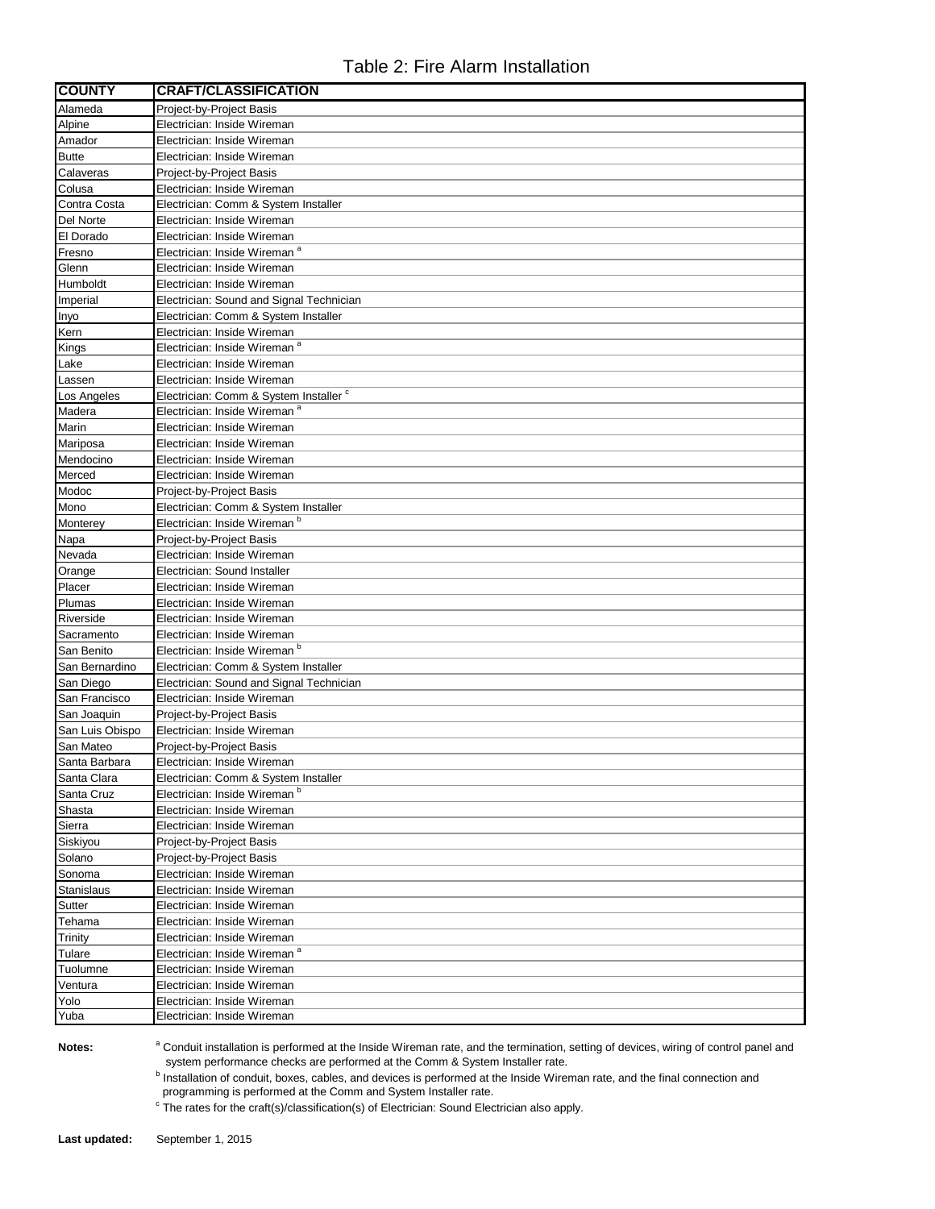# Table 2: Fire Alarm Installation

| COUNTY | CRAFT/CLASSIFICATION |
|---|---|
| Alameda | Project-by-Project Basis |
| Alpine | Electrician: Inside Wireman |
| Amador | Electrician: Inside Wireman |
| Butte | Electrician: Inside Wireman |
| Calaveras | Project-by-Project Basis |
| Colusa | Electrician: Inside Wireman |
| Contra Costa | Electrician: Comm & System Installer |
| Del Norte | Electrician: Inside Wireman |
| El Dorado | Electrician: Inside Wireman |
| Fresno | Electrician: Inside Wireman [a] |
| Glenn | Electrician: Inside Wireman |
| Humboldt | Electrician: Inside Wireman |
| Imperial | Electrician: Sound and Signal Technician |
| Inyo | Electrician: Comm & System Installer |
| Kern | Electrician: Inside Wireman |
| Kings | Electrician: Inside Wireman [a] |
| Lake | Electrician: Inside Wireman |
| Lassen | Electrician: Inside Wireman |
| Los Angeles | Electrician: Comm & System Installer [c] |
| Madera | Electrician: Inside Wireman [a] |
| Marin | Electrician: Inside Wireman |
| Mariposa | Electrician: Inside Wireman |
| Mendocino | Electrician: Inside Wireman |
| Merced | Electrician: Inside Wireman |
| Modoc | Project-by-Project Basis |
| Mono | Electrician: Comm & System Installer |
| Monterey | Electrician: Inside Wireman [b] |
| Napa | Project-by-Project Basis |
| Nevada | Electrician: Inside Wireman |
| Orange | Electrician: Sound Installer |
| Placer | Electrician: Inside Wireman |
| Plumas | Electrician: Inside Wireman |
| Riverside | Electrician: Inside Wireman |
| Sacramento | Electrician: Inside Wireman |
| San Benito | Electrician: Inside Wireman [b] |
| San Bernardino | Electrician: Comm & System Installer |
| San Diego | Electrician: Sound and Signal Technician |
| San Francisco | Electrician: Inside Wireman |
| San Joaquin | Project-by-Project Basis |
| San Luis Obispo | Electrician: Inside Wireman |
| San Mateo | Project-by-Project Basis |
| Santa Barbara | Electrician: Inside Wireman |
| Santa Clara | Electrician: Comm & System Installer |
| Santa Cruz | Electrician: Inside Wireman [b] |
| Shasta | Electrician: Inside Wireman |
| Sierra | Electrician: Inside Wireman |
| Siskiyou | Project-by-Project Basis |
| Solano | Project-by-Project Basis |
| Sonoma | Electrician: Inside Wireman |
| Stanislaus | Electrician: Inside Wireman |
| Sutter | Electrician: Inside Wireman |
| Tehama | Electrician: Inside Wireman |
| Trinity | Electrician: Inside Wireman |
| Tulare | Electrician: Inside Wireman [a] |
| Tuolumne | Electrician: Inside Wireman |
| Ventura | Electrician: Inside Wireman |
| Yolo | Electrician: Inside Wireman |
| Yuba | Electrician: Inside Wireman |

**Notes:**

[a] Conduit installation is performed at the Inside Wireman rate, and the termination, setting of devices, wiring of control panel and system performance checks are performed at the Comm & System Installer rate.

[b] Installation of conduit, boxes, cables, and devices is performed at the Inside Wireman rate, and the final connection and programming is performed at the Comm and System Installer rate.

[c] The rates for the craft(s)/classification(s) of Electrician: Sound Electrician also apply.

**Last updated:** September 1, 2015